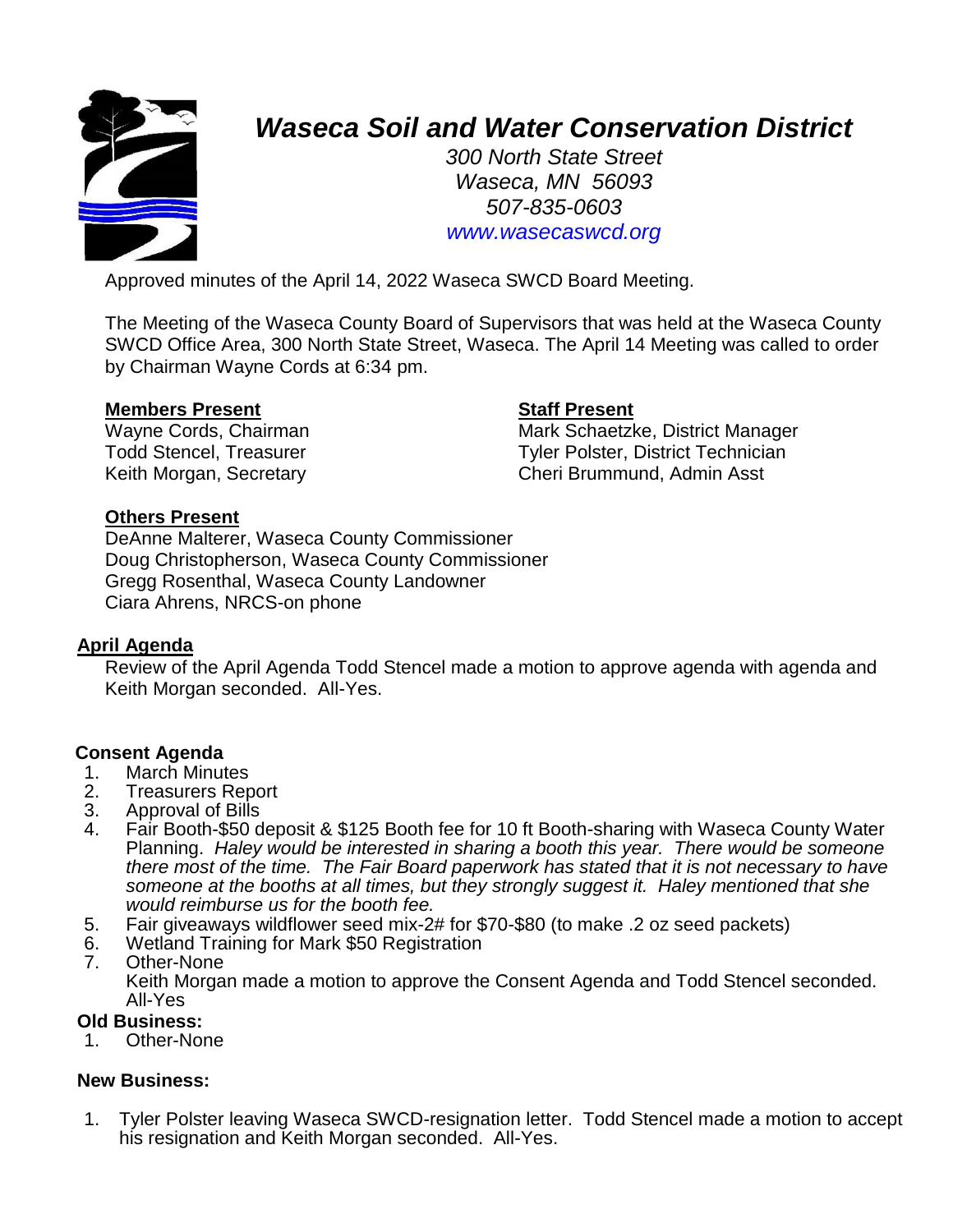# *Waseca Soil and Water Conservation District*

*300 North State Street*
*Waseca, MN 56093*
*507-835-0603*
*www.wasecaswcd.org*

Approved minutes of the April 14, 2022 Waseca SWCD Board Meeting.

The Meeting of the Waseca County Board of Supervisors that was held at the Waseca County SWCD Office Area, 300 North State Street, Waseca. The April 14 Meeting was called to order by Chairman Wayne Cords at 6:34 pm.

**Members Present**
Wayne Cords, Chairman
Todd Stencel, Treasurer
Keith Morgan, Secretary

**Staff Present**
Mark Schaetzke, District Manager
Tyler Polster, District Technician
Cheri Brummund, Admin Asst

**Others Present**
DeAnne Malterer, Waseca County Commissioner
Doug Christopherson, Waseca County Commissioner
Gregg Rosenthal, Waseca County Landowner
Ciara Ahrens, NRCS-on phone

**April Agenda**

Review of the April Agenda Todd Stencel made a motion to approve agenda with agenda and Keith Morgan seconded. All-Yes.

**Consent Agenda**

1. March Minutes
2. Treasurers Report
3. Approval of Bills
4. Fair Booth-$50 deposit & $125 Booth fee for 10 ft Booth-sharing with Waseca County Water Planning. *Haley would be interested in sharing a booth this year. There would be someone there most of the time. The Fair Board paperwork has stated that it is not necessary to have someone at the booths at all times, but they strongly suggest it. Haley mentioned that she would reimburse us for the booth fee.*
5. Fair giveaways wildflower seed mix-2# for $70-$80 (to make .2 oz seed packets)
6. Wetland Training for Mark $50 Registration
7. Other-None

   Keith Morgan made a motion to approve the Consent Agenda and Todd Stencel seconded. All-Yes

**Old Business:**

1. Other-None

**New Business:**

1. Tyler Polster leaving Waseca SWCD-resignation letter. Todd Stencel made a motion to accept his resignation and Keith Morgan seconded. All-Yes.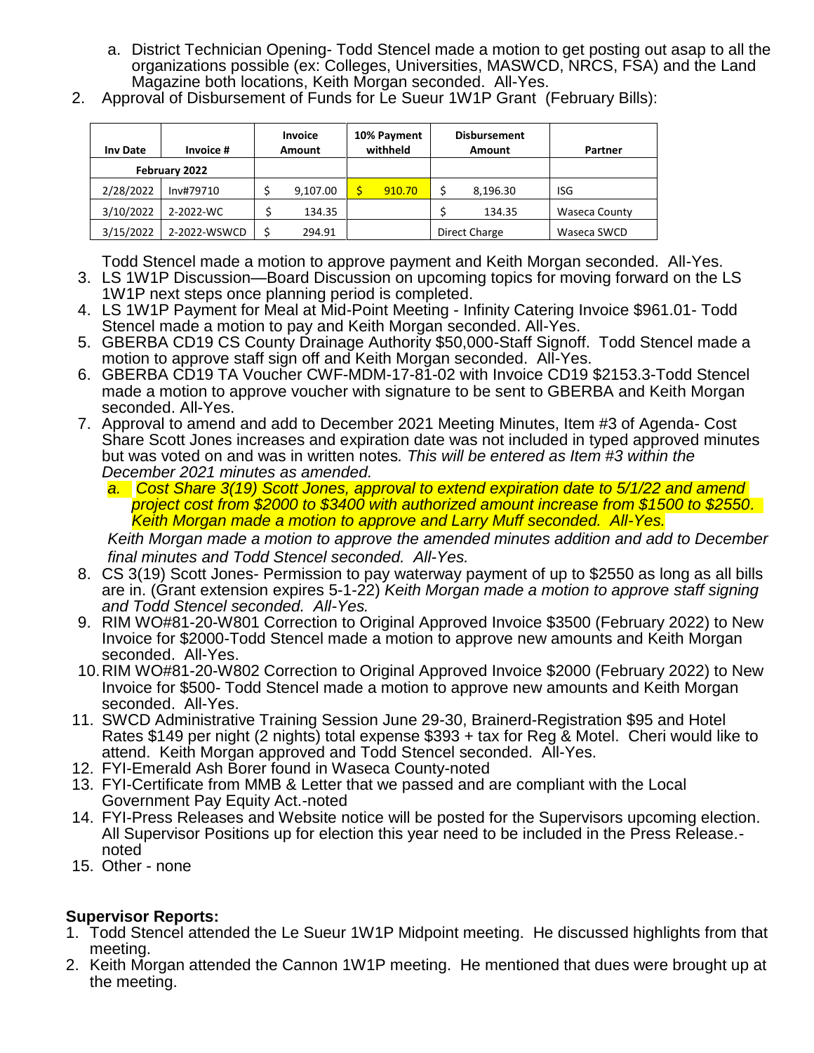a. District Technician Opening- Todd Stencel made a motion to get posting out asap to all the organizations possible (ex: Colleges, Universities, MASWCD, NRCS, FSA) and the Land Magazine both locations, Keith Morgan seconded. All-Yes.

2. Approval of Disbursement of Funds for Le Sueur 1W1P Grant (February Bills):

| Inv Date | Invoice # | Invoice Amount | 10% Payment withheld | Disbursement Amount | Partner |
|---|---|---|---|---|---|
| February 2022 | | | | | |
| 2/28/2022 | Inv#79710 | $ 9,107.00 | $ 910.70 | $ 8,196.30 | ISG |
| 3/10/2022 | 2-2022-WC | $ 134.35 | | $ 134.35 | Waseca County |
| 3/15/2022 | 2-2022-WSWCD | $ 294.91 | | Direct Charge | Waseca SWCD |

Todd Stencel made a motion to approve payment and Keith Morgan seconded. All-Yes.

3. LS 1W1P Discussion—Board Discussion on upcoming topics for moving forward on the LS 1W1P next steps once planning period is completed.
4. LS 1W1P Payment for Meal at Mid-Point Meeting - Infinity Catering Invoice $961.01- Todd Stencel made a motion to pay and Keith Morgan seconded. All-Yes.
5. GBERBA CD19 CS County Drainage Authority $50,000-Staff Signoff. Todd Stencel made a motion to approve staff sign off and Keith Morgan seconded. All-Yes.
6. GBERBA CD19 TA Voucher CWF-MDM-17-81-02 with Invoice CD19 $2153.3-Todd Stencel made a motion to approve voucher with signature to be sent to GBERBA and Keith Morgan seconded. All-Yes.
7. Approval to amend and add to December 2021 Meeting Minutes, Item #3 of Agenda- Cost Share Scott Jones increases and expiration date was not included in typed approved minutes but was voted on and was in written notes. *This will be entered as Item #3 within the December 2021 minutes as amended.*
   a. *Cost Share 3(19) Scott Jones, approval to extend expiration date to 5/1/22 and amend project cost from $2000 to $3400 with authorized amount increase from $1500 to $2550. Keith Morgan made a motion to approve and Larry Muff seconded. All-Yes.*

   *Keith Morgan made a motion to approve the amended minutes addition and add to December final minutes and Todd Stencel seconded. All-Yes.*
8. CS 3(19) Scott Jones- Permission to pay waterway payment of up to $2550 as long as all bills are in. (Grant extension expires 5-1-22) *Keith Morgan made a motion to approve staff signing and Todd Stencel seconded. All-Yes.*
9. RIM WO#81-20-W801 Correction to Original Approved Invoice $3500 (February 2022) to New Invoice for $2000-Todd Stencel made a motion to approve new amounts and Keith Morgan seconded. All-Yes.
10. RIM WO#81-20-W802 Correction to Original Approved Invoice $2000 (February 2022) to New Invoice for $500- Todd Stencel made a motion to approve new amounts and Keith Morgan seconded. All-Yes.
11. SWCD Administrative Training Session June 29-30, Brainerd-Registration $95 and Hotel Rates $149 per night (2 nights) total expense $393 + tax for Reg & Motel. Cheri would like to attend. Keith Morgan approved and Todd Stencel seconded. All-Yes.
12. FYI-Emerald Ash Borer found in Waseca County-noted
13. FYI-Certificate from MMB & Letter that we passed and are compliant with the Local Government Pay Equity Act.-noted
14. FYI-Press Releases and Website notice will be posted for the Supervisors upcoming election. All Supervisor Positions up for election this year need to be included in the Press Release.-noted
15. Other - none

**Supervisor Reports:**

1. Todd Stencel attended the Le Sueur 1W1P Midpoint meeting. He discussed highlights from that meeting.
2. Keith Morgan attended the Cannon 1W1P meeting. He mentioned that dues were brought up at the meeting.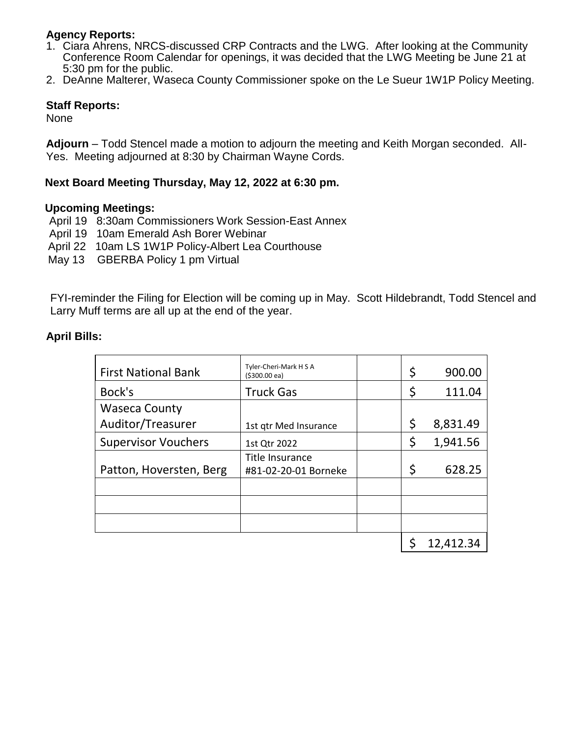**Agency Reports:**

1. Ciara Ahrens, NRCS-discussed CRP Contracts and the LWG. After looking at the Community Conference Room Calendar for openings, it was decided that the LWG Meeting be June 21 at 5:30 pm for the public.
2. DeAnne Malterer, Waseca County Commissioner spoke on the Le Sueur 1W1P Policy Meeting.

**Staff Reports:**

None

**Adjourn** – Todd Stencel made a motion to adjourn the meeting and Keith Morgan seconded. All-Yes. Meeting adjourned at 8:30 by Chairman Wayne Cords.

**Next Board Meeting Thursday, May 12, 2022 at 6:30 pm.**

**Upcoming Meetings:**

April 19 8:30am Commissioners Work Session-East Annex
April 19 10am Emerald Ash Borer Webinar
April 22 10am LS 1W1P Policy-Albert Lea Courthouse
May 13 GBERBA Policy 1 pm Virtual

FYI-reminder the Filing for Election will be coming up in May. Scott Hildebrandt, Todd Stencel and Larry Muff terms are all up at the end of the year.

**April Bills:**

| | | | |
|---|---|---|---|
| First National Bank | Tyler-Cheri-Mark H S A ($300.00 ea) | | $ 900.00 |
| Bock's | Truck Gas | | $ 111.04 |
| Waseca County Auditor/Treasurer | 1st qtr Med Insurance | | $ 8,831.49 |
| Supervisor Vouchers | 1st Qtr 2022 | | $ 1,941.56 |
| Patton, Hoversten, Berg | Title Insurance #81-02-20-01 Borneke | | $ 628.25 |
| | | | |
| | | | |
| | | | |
| | | | $ 12,412.34 |